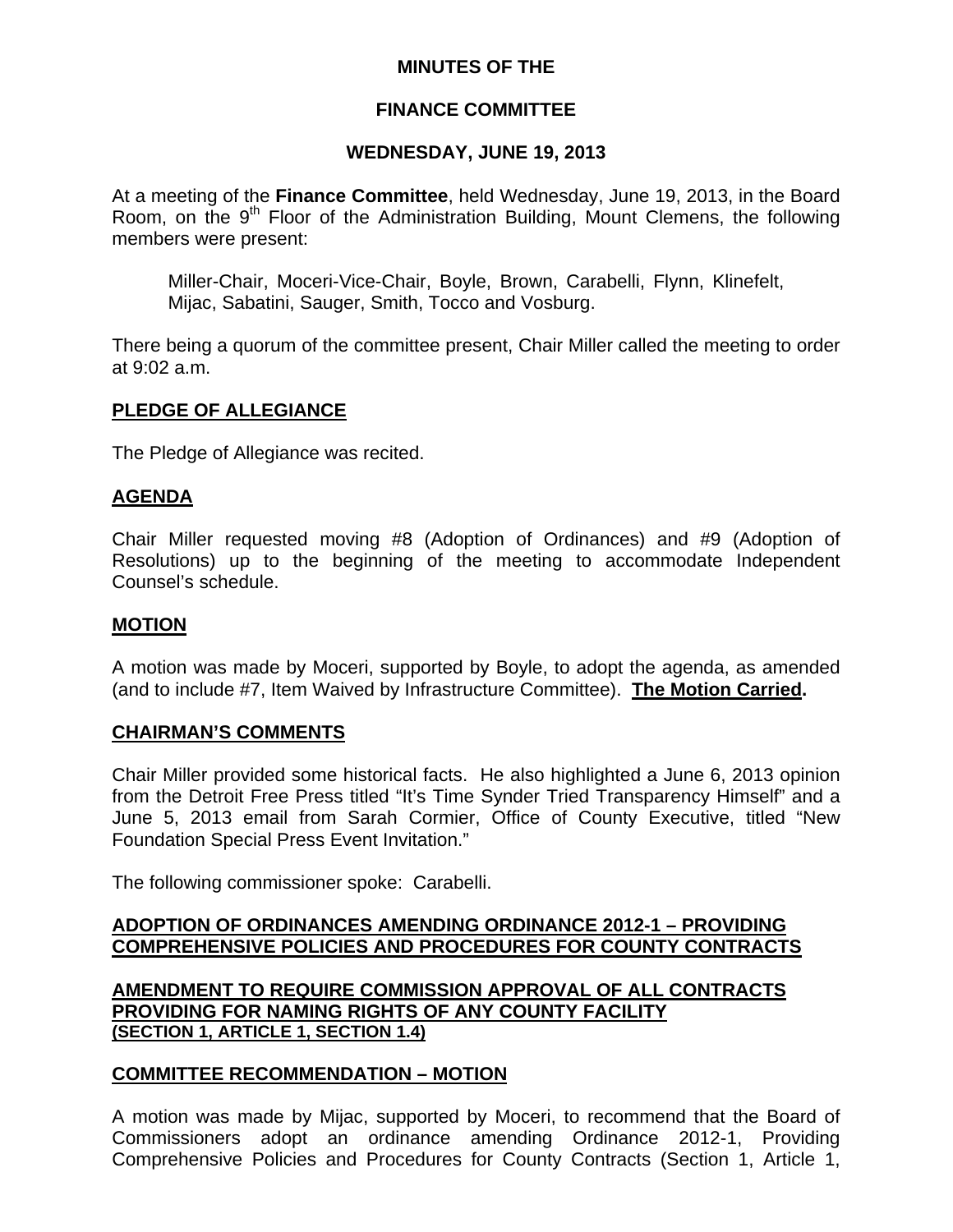**MINUTES OF THE**

**FINANCE COMMITTEE**

**WEDNESDAY, JUNE 19, 2013**

At a meeting of the **Finance Committee**, held Wednesday, June 19, 2013, in the Board Room, on the 9th Floor of the Administration Building, Mount Clemens, the following members were present:

Miller-Chair, Moceri-Vice-Chair, Boyle, Brown, Carabelli, Flynn, Klinefelt, Mijac, Sabatini, Sauger, Smith, Tocco and Vosburg.

There being a quorum of the committee present, Chair Miller called the meeting to order at 9:02 a.m.

**PLEDGE OF ALLEGIANCE**

The Pledge of Allegiance was recited.

**AGENDA**

Chair Miller requested moving #8 (Adoption of Ordinances) and #9 (Adoption of Resolutions) up to the beginning of the meeting to accommodate Independent Counsel's schedule.

**MOTION**

A motion was made by Moceri, supported by Boyle, to adopt the agenda, as amended (and to include #7, Item Waived by Infrastructure Committee). **The Motion Carried.**

**CHAIRMAN'S COMMENTS**

Chair Miller provided some historical facts. He also highlighted a June 6, 2013 opinion from the Detroit Free Press titled "It's Time Synder Tried Transparency Himself" and a June 5, 2013 email from Sarah Cormier, Office of County Executive, titled "New Foundation Special Press Event Invitation."

The following commissioner spoke: Carabelli.

**ADOPTION OF ORDINANCES AMENDING ORDINANCE 2012-1 – PROVIDING COMPREHENSIVE POLICIES AND PROCEDURES FOR COUNTY CONTRACTS**

**AMENDMENT TO REQUIRE COMMISSION APPROVAL OF ALL CONTRACTS PROVIDING FOR NAMING RIGHTS OF ANY COUNTY FACILITY (SECTION 1, ARTICLE 1, SECTION 1.4)**

**COMMITTEE RECOMMENDATION – MOTION**

A motion was made by Mijac, supported by Moceri, to recommend that the Board of Commissioners adopt an ordinance amending Ordinance 2012-1, Providing Comprehensive Policies and Procedures for County Contracts (Section 1, Article 1,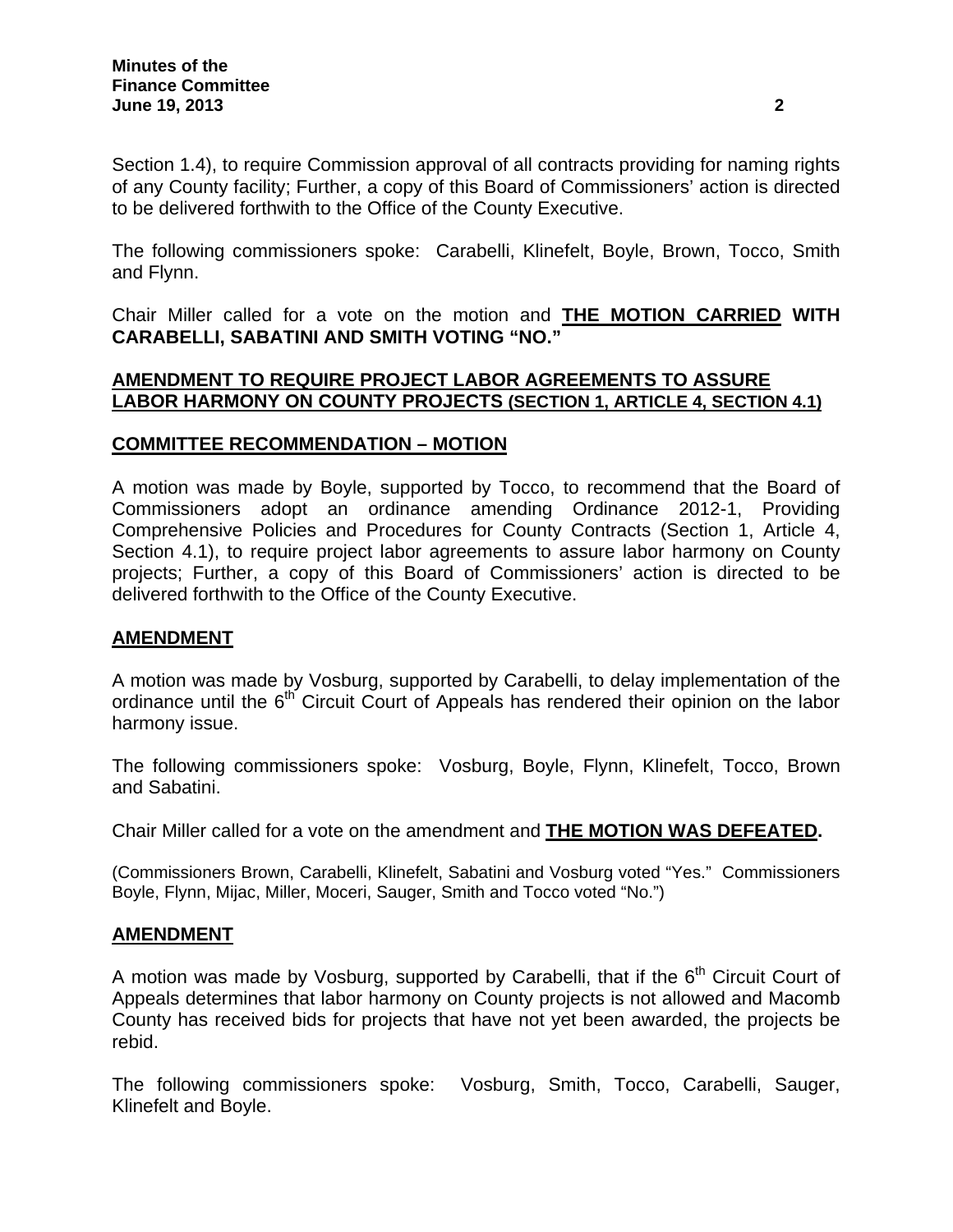Section 1.4), to require Commission approval of all contracts providing for naming rights of any County facility; Further, a copy of this Board of Commissioners' action is directed to be delivered forthwith to the Office of the County Executive.

The following commissioners spoke: Carabelli, Klinefelt, Boyle, Brown, Tocco, Smith and Flynn.

Chair Miller called for a vote on the motion and **THE MOTION CARRIED WITH CARABELLI, SABATINI AND SMITH VOTING "NO."**

**AMENDMENT TO REQUIRE PROJECT LABOR AGREEMENTS TO ASSURE LABOR HARMONY ON COUNTY PROJECTS (SECTION 1, ARTICLE 4, SECTION 4.1)**

**COMMITTEE RECOMMENDATION – MOTION**

A motion was made by Boyle, supported by Tocco, to recommend that the Board of Commissioners adopt an ordinance amending Ordinance 2012-1, Providing Comprehensive Policies and Procedures for County Contracts (Section 1, Article 4, Section 4.1), to require project labor agreements to assure labor harmony on County projects; Further, a copy of this Board of Commissioners' action is directed to be delivered forthwith to the Office of the County Executive.

**AMENDMENT**

A motion was made by Vosburg, supported by Carabelli, to delay implementation of the ordinance until the 6th Circuit Court of Appeals has rendered their opinion on the labor harmony issue.

The following commissioners spoke: Vosburg, Boyle, Flynn, Klinefelt, Tocco, Brown and Sabatini.

Chair Miller called for a vote on the amendment and **THE MOTION WAS DEFEATED.**

(Commissioners Brown, Carabelli, Klinefelt, Sabatini and Vosburg voted "Yes." Commissioners Boyle, Flynn, Mijac, Miller, Moceri, Sauger, Smith and Tocco voted "No.")

**AMENDMENT**

A motion was made by Vosburg, supported by Carabelli, that if the 6th Circuit Court of Appeals determines that labor harmony on County projects is not allowed and Macomb County has received bids for projects that have not yet been awarded, the projects be rebid.

The following commissioners spoke: Vosburg, Smith, Tocco, Carabelli, Sauger, Klinefelt and Boyle.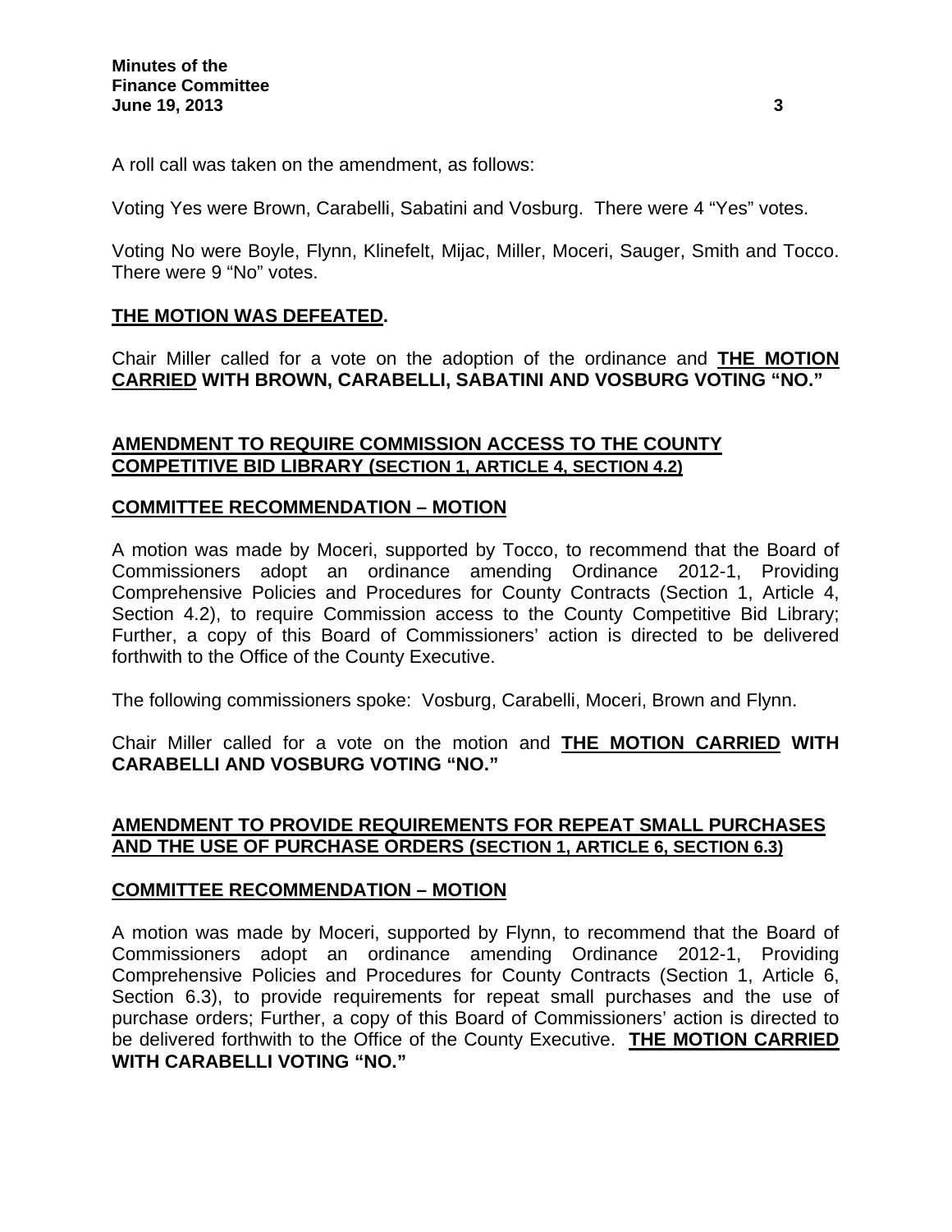A roll call was taken on the amendment, as follows:

Voting Yes were Brown, Carabelli, Sabatini and Vosburg. There were 4 "Yes" votes.

Voting No were Boyle, Flynn, Klinefelt, Mijac, Miller, Moceri, Sauger, Smith and Tocco. There were 9 "No" votes.

**THE MOTION WAS DEFEATED.**

Chair Miller called for a vote on the adoption of the ordinance and **THE MOTION CARRIED WITH BROWN, CARABELLI, SABATINI AND VOSBURG VOTING "NO."**

## AMENDMENT TO REQUIRE COMMISSION ACCESS TO THE COUNTY COMPETITIVE BID LIBRARY (SECTION 1, ARTICLE 4, SECTION 4.2)

### COMMITTEE RECOMMENDATION – MOTION

A motion was made by Moceri, supported by Tocco, to recommend that the Board of Commissioners adopt an ordinance amending Ordinance 2012-1, Providing Comprehensive Policies and Procedures for County Contracts (Section 1, Article 4, Section 4.2), to require Commission access to the County Competitive Bid Library; Further, a copy of this Board of Commissioners' action is directed to be delivered forthwith to the Office of the County Executive.

The following commissioners spoke: Vosburg, Carabelli, Moceri, Brown and Flynn.

Chair Miller called for a vote on the motion and **THE MOTION CARRIED WITH CARABELLI AND VOSBURG VOTING "NO."**

## AMENDMENT TO PROVIDE REQUIREMENTS FOR REPEAT SMALL PURCHASES AND THE USE OF PURCHASE ORDERS (SECTION 1, ARTICLE 6, SECTION 6.3)

### COMMITTEE RECOMMENDATION – MOTION

A motion was made by Moceri, supported by Flynn, to recommend that the Board of Commissioners adopt an ordinance amending Ordinance 2012-1, Providing Comprehensive Policies and Procedures for County Contracts (Section 1, Article 6, Section 6.3), to provide requirements for repeat small purchases and the use of purchase orders; Further, a copy of this Board of Commissioners' action is directed to be delivered forthwith to the Office of the County Executive. **THE MOTION CARRIED WITH CARABELLI VOTING "NO."**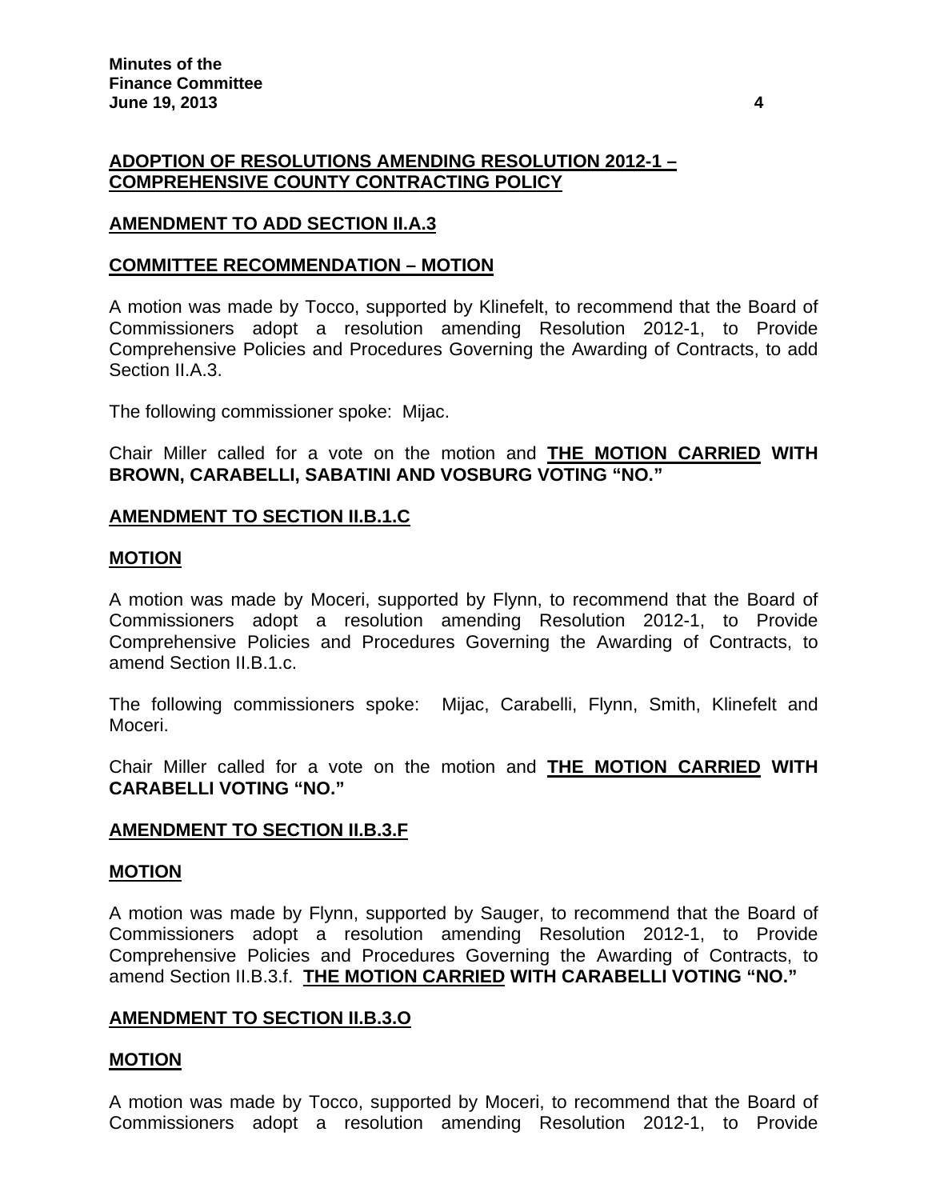**ADOPTION OF RESOLUTIONS AMENDING RESOLUTION 2012-1 – COMPREHENSIVE COUNTY CONTRACTING POLICY**

**AMENDMENT TO ADD SECTION II.A.3**

**COMMITTEE RECOMMENDATION – MOTION**

A motion was made by Tocco, supported by Klinefelt, to recommend that the Board of Commissioners adopt a resolution amending Resolution 2012-1, to Provide Comprehensive Policies and Procedures Governing the Awarding of Contracts, to add Section II.A.3.

The following commissioner spoke: Mijac.

Chair Miller called for a vote on the motion and **THE MOTION CARRIED WITH BROWN, CARABELLI, SABATINI AND VOSBURG VOTING "NO."**

**AMENDMENT TO SECTION II.B.1.C**

**MOTION**

A motion was made by Moceri, supported by Flynn, to recommend that the Board of Commissioners adopt a resolution amending Resolution 2012-1, to Provide Comprehensive Policies and Procedures Governing the Awarding of Contracts, to amend Section II.B.1.c.

The following commissioners spoke: Mijac, Carabelli, Flynn, Smith, Klinefelt and Moceri.

Chair Miller called for a vote on the motion and **THE MOTION CARRIED WITH CARABELLI VOTING "NO."**

**AMENDMENT TO SECTION II.B.3.F**

**MOTION**

A motion was made by Flynn, supported by Sauger, to recommend that the Board of Commissioners adopt a resolution amending Resolution 2012-1, to Provide Comprehensive Policies and Procedures Governing the Awarding of Contracts, to amend Section II.B.3.f. **THE MOTION CARRIED WITH CARABELLI VOTING "NO."**

**AMENDMENT TO SECTION II.B.3.O**

**MOTION**

A motion was made by Tocco, supported by Moceri, to recommend that the Board of Commissioners adopt a resolution amending Resolution 2012-1, to Provide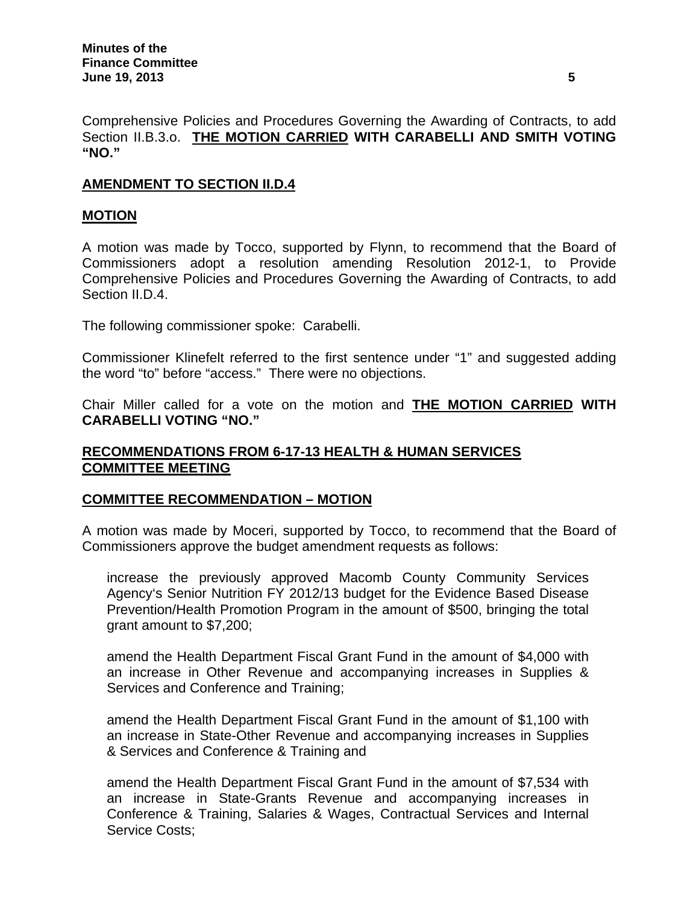Comprehensive Policies and Procedures Governing the Awarding of Contracts, to add Section II.B.3.o. **THE MOTION CARRIED WITH CARABELLI AND SMITH VOTING "NO."**

**AMENDMENT TO SECTION II.D.4**

**MOTION**

A motion was made by Tocco, supported by Flynn, to recommend that the Board of Commissioners adopt a resolution amending Resolution 2012-1, to Provide Comprehensive Policies and Procedures Governing the Awarding of Contracts, to add Section II.D.4.

The following commissioner spoke: Carabelli.

Commissioner Klinefelt referred to the first sentence under "1" and suggested adding the word "to" before "access." There were no objections.

Chair Miller called for a vote on the motion and **THE MOTION CARRIED WITH CARABELLI VOTING "NO."**

**RECOMMENDATIONS FROM 6-17-13 HEALTH & HUMAN SERVICES COMMITTEE MEETING**

**COMMITTEE RECOMMENDATION – MOTION**

A motion was made by Moceri, supported by Tocco, to recommend that the Board of Commissioners approve the budget amendment requests as follows:

> increase the previously approved Macomb County Community Services Agency's Senior Nutrition FY 2012/13 budget for the Evidence Based Disease Prevention/Health Promotion Program in the amount of $500, bringing the total grant amount to $7,200;
>
> amend the Health Department Fiscal Grant Fund in the amount of $4,000 with an increase in Other Revenue and accompanying increases in Supplies & Services and Conference and Training;
>
> amend the Health Department Fiscal Grant Fund in the amount of $1,100 with an increase in State-Other Revenue and accompanying increases in Supplies & Services and Conference & Training and
>
> amend the Health Department Fiscal Grant Fund in the amount of $7,534 with an increase in State-Grants Revenue and accompanying increases in Conference & Training, Salaries & Wages, Contractual Services and Internal Service Costs;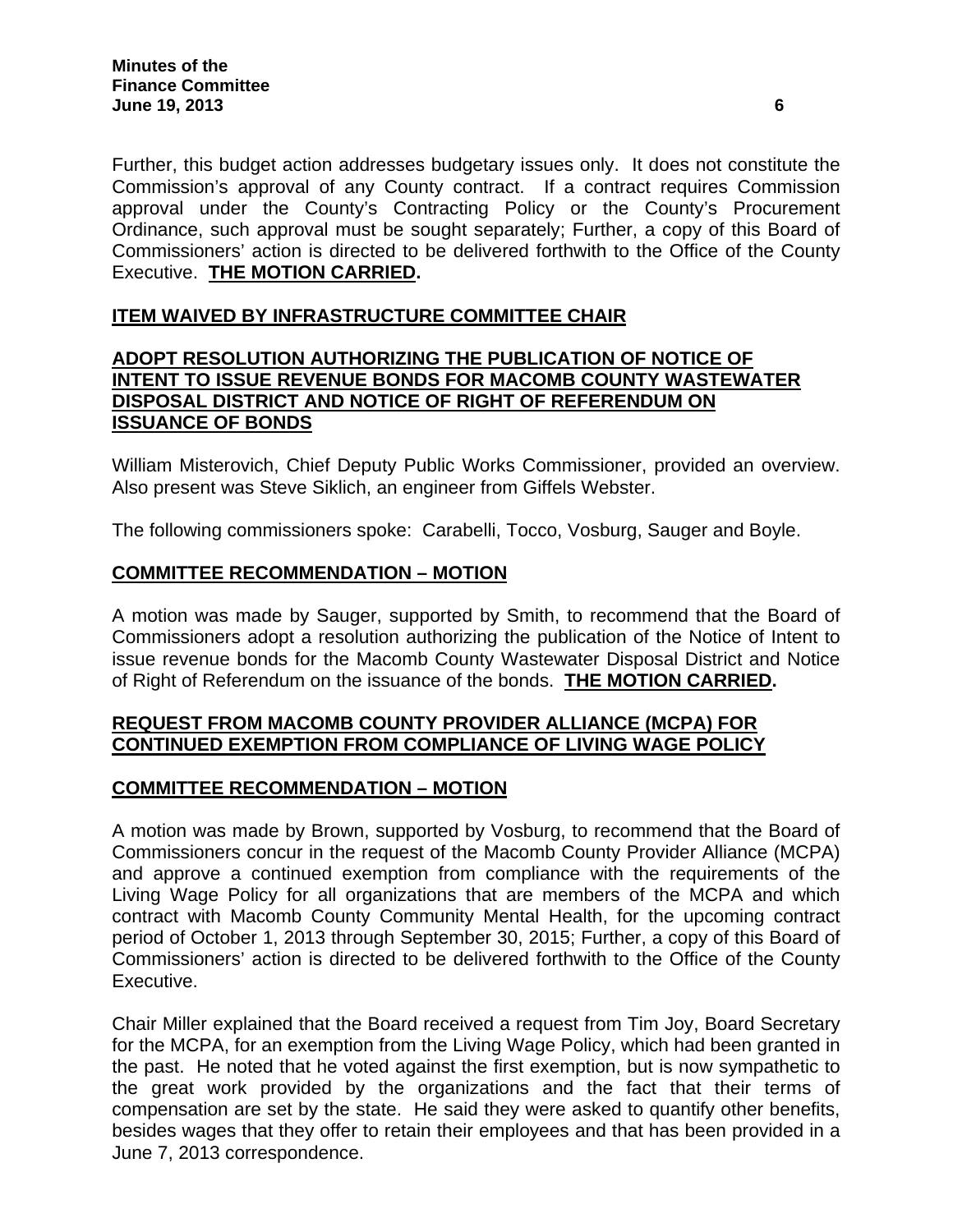Further, this budget action addresses budgetary issues only. It does not constitute the Commission's approval of any County contract. If a contract requires Commission approval under the County's Contracting Policy or the County's Procurement Ordinance, such approval must be sought separately; Further, a copy of this Board of Commissioners' action is directed to be delivered forthwith to the Office of the County Executive. **THE MOTION CARRIED.**

## ITEM WAIVED BY INFRASTRUCTURE COMMITTEE CHAIR

## ADOPT RESOLUTION AUTHORIZING THE PUBLICATION OF NOTICE OF INTENT TO ISSUE REVENUE BONDS FOR MACOMB COUNTY WASTEWATER DISPOSAL DISTRICT AND NOTICE OF RIGHT OF REFERENDUM ON ISSUANCE OF BONDS

William Misterovich, Chief Deputy Public Works Commissioner, provided an overview. Also present was Steve Siklich, an engineer from Giffels Webster.

The following commissioners spoke: Carabelli, Tocco, Vosburg, Sauger and Boyle.

## COMMITTEE RECOMMENDATION – MOTION

A motion was made by Sauger, supported by Smith, to recommend that the Board of Commissioners adopt a resolution authorizing the publication of the Notice of Intent to issue revenue bonds for the Macomb County Wastewater Disposal District and Notice of Right of Referendum on the issuance of the bonds. **THE MOTION CARRIED.**

## REQUEST FROM MACOMB COUNTY PROVIDER ALLIANCE (MCPA) FOR CONTINUED EXEMPTION FROM COMPLIANCE OF LIVING WAGE POLICY

## COMMITTEE RECOMMENDATION – MOTION

A motion was made by Brown, supported by Vosburg, to recommend that the Board of Commissioners concur in the request of the Macomb County Provider Alliance (MCPA) and approve a continued exemption from compliance with the requirements of the Living Wage Policy for all organizations that are members of the MCPA and which contract with Macomb County Community Mental Health, for the upcoming contract period of October 1, 2013 through September 30, 2015; Further, a copy of this Board of Commissioners' action is directed to be delivered forthwith to the Office of the County Executive.

Chair Miller explained that the Board received a request from Tim Joy, Board Secretary for the MCPA, for an exemption from the Living Wage Policy, which had been granted in the past. He noted that he voted against the first exemption, but is now sympathetic to the great work provided by the organizations and the fact that their terms of compensation are set by the state. He said they were asked to quantify other benefits, besides wages that they offer to retain their employees and that has been provided in a June 7, 2013 correspondence.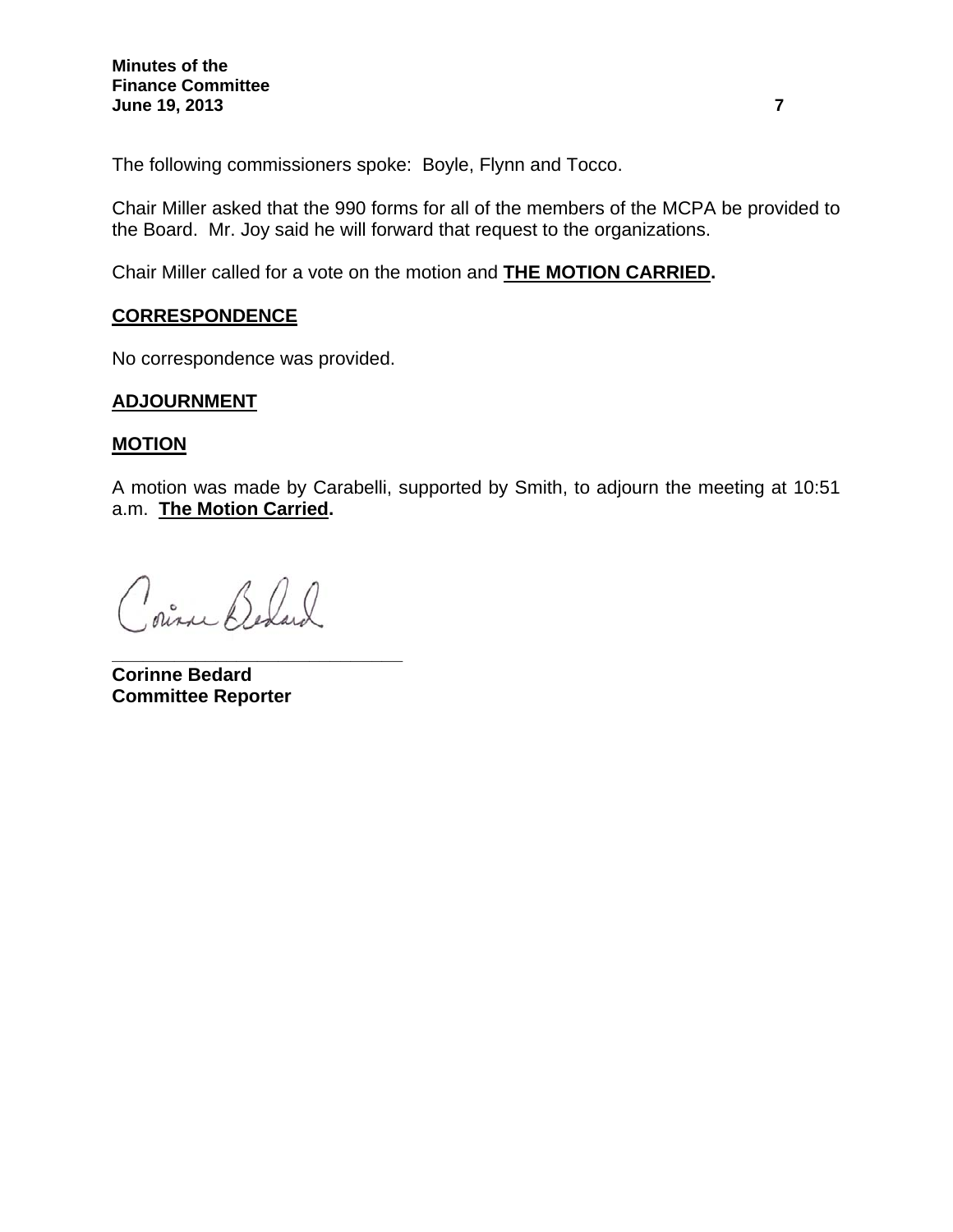The following commissioners spoke: Boyle, Flynn and Tocco.

Chair Miller asked that the 990 forms for all of the members of the MCPA be provided to the Board. Mr. Joy said he will forward that request to the organizations.

Chair Miller called for a vote on the motion and **THE MOTION CARRIED.**

**CORRESPONDENCE**

No correspondence was provided.

**ADJOURNMENT**

**MOTION**

A motion was made by Carabelli, supported by Smith, to adjourn the meeting at 10:51 a.m. **The Motion Carried.**

\_\_\_\_\_\_\_\_\_\_\_\_\_\_\_\_\_\_\_\_\_\_\_\_\_\_\_\_\_\_

**Corinne Bedard**
**Committee Reporter**